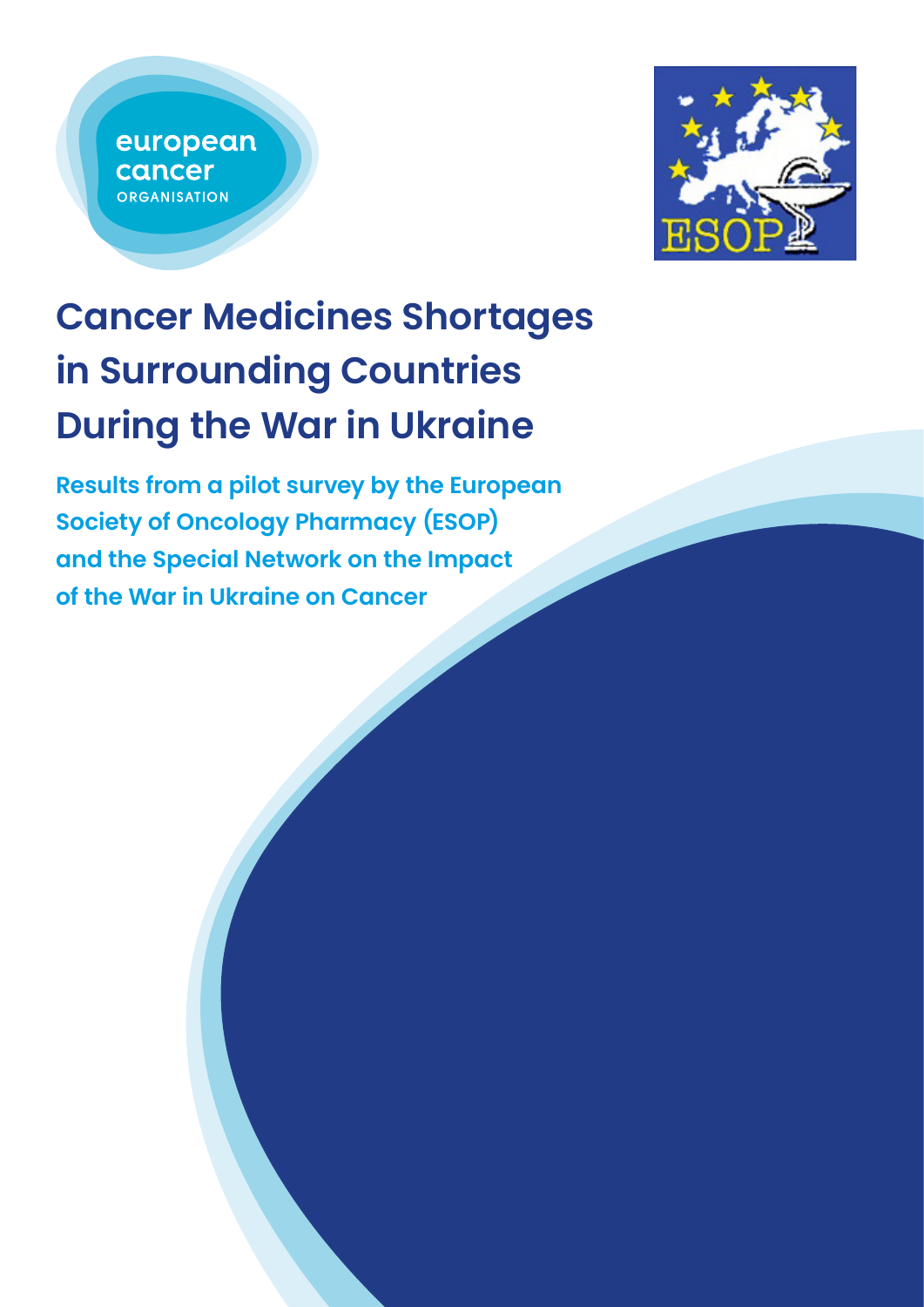european cancer ORGANISATION

# Cancer Medicines Shortages in Surrounding Countries During the War in Ukraine

## Results from a pilot survey by the European Society of Oncology Pharmacy (ESOP) and the Special Network on the Impact of the War in Ukraine on Cancer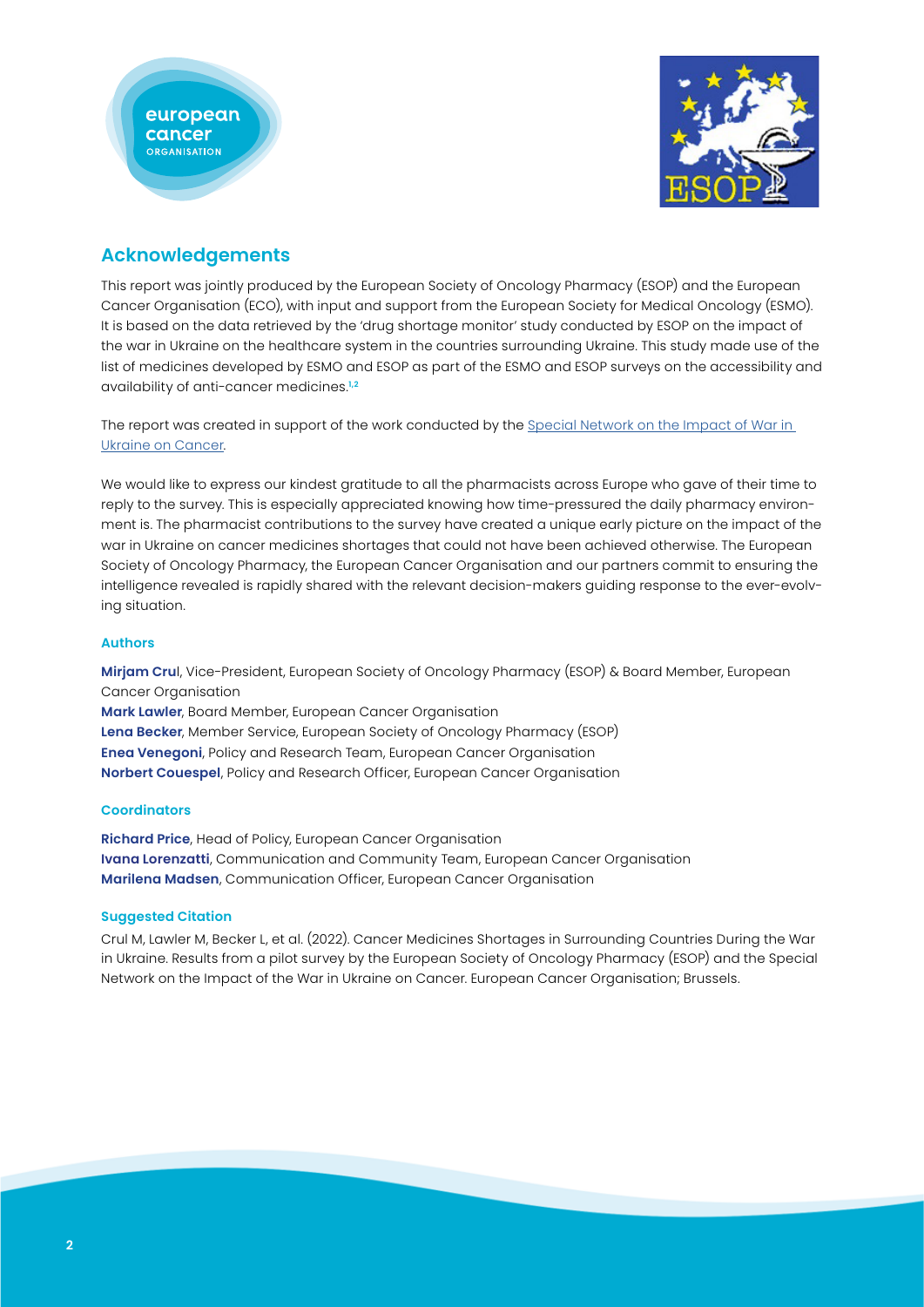## Acknowledgements

This report was jointly produced by the European Society of Oncology Pharmacy (ESOP) and the European Cancer Organisation (ECO), with input and support from the European Society for Medical Oncology (ESMO). It is based on the data retrieved by the 'drug shortage monitor' study conducted by ESOP on the impact of the war in Ukraine on the healthcare system in the countries surrounding Ukraine. This study made use of the list of medicines developed by ESMO and ESOP as part of the ESMO and ESOP surveys on the accessibility and availability of anti-cancer medicines.[1,2]

The report was created in support of the work conducted by the Special Network on the Impact of War in Ukraine on Cancer.

We would like to express our kindest gratitude to all the pharmacists across Europe who gave of their time to reply to the survey. This is especially appreciated knowing how time-pressured the daily pharmacy environment is. The pharmacist contributions to the survey have created a unique early picture on the impact of the war in Ukraine on cancer medicines shortages that could not have been achieved otherwise. The European Society of Oncology Pharmacy, the European Cancer Organisation and our partners commit to ensuring the intelligence revealed is rapidly shared with the relevant decision-makers guiding response to the ever-evolving situation.

### Authors

**Mirjam Crul**, Vice-President, European Society of Oncology Pharmacy (ESOP) & Board Member, European Cancer Organisation
**Mark Lawler**, Board Member, European Cancer Organisation
**Lena Becker**, Member Service, European Society of Oncology Pharmacy (ESOP)
**Enea Venegoni**, Policy and Research Team, European Cancer Organisation
**Norbert Couespel**, Policy and Research Officer, European Cancer Organisation

### Coordinators

**Richard Price**, Head of Policy, European Cancer Organisation
**Ivana Lorenzatti**, Communication and Community Team, European Cancer Organisation
**Marilena Madsen**, Communication Officer, European Cancer Organisation

### Suggested Citation

Crul M, Lawler M, Becker L, et al. (2022). Cancer Medicines Shortages in Surrounding Countries During the War in Ukraine. Results from a pilot survey by the European Society of Oncology Pharmacy (ESOP) and the Special Network on the Impact of the War in Ukraine on Cancer. European Cancer Organisation; Brussels.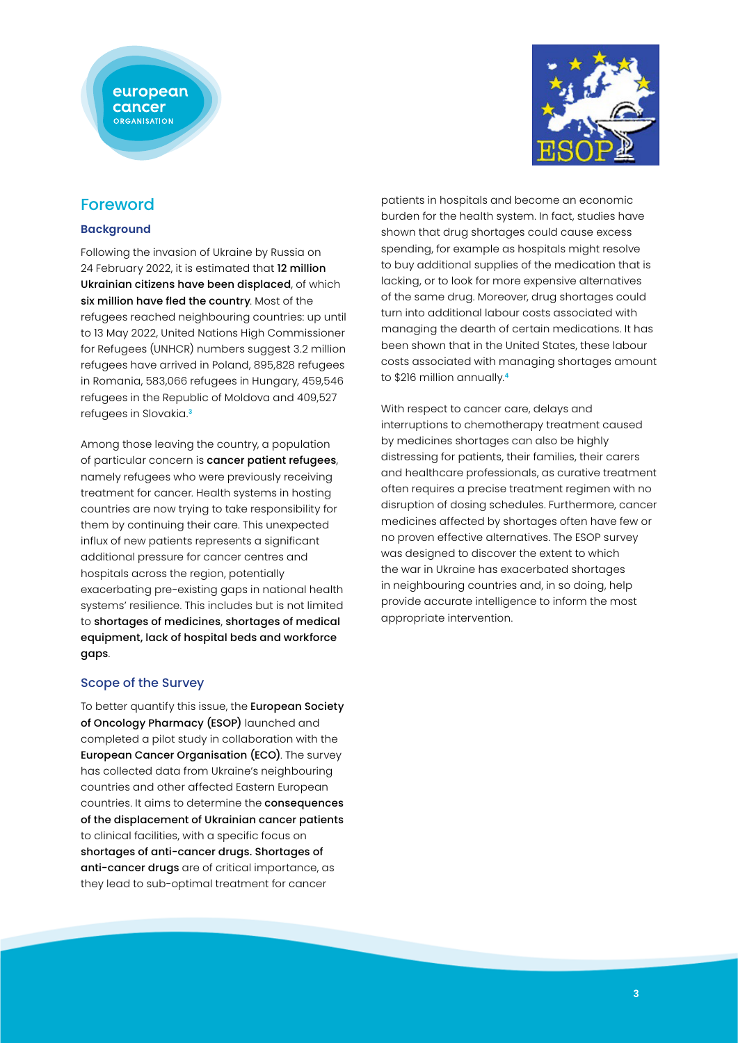## Foreword

### Background

Following the invasion of Ukraine by Russia on 24 February 2022, it is estimated that **12 million Ukrainian citizens have been displaced**, of which **six million have fled the country**. Most of the refugees reached neighbouring countries: up until to 13 May 2022, United Nations High Commissioner for Refugees (UNHCR) numbers suggest 3.2 million refugees have arrived in Poland, 895,828 refugees in Romania, 583,066 refugees in Hungary, 459,546 refugees in the Republic of Moldova and 409,527 refugees in Slovakia.[3]

Among those leaving the country, a population of particular concern is **cancer patient refugees**, namely refugees who were previously receiving treatment for cancer. Health systems in hosting countries are now trying to take responsibility for them by continuing their care. This unexpected influx of new patients represents a significant additional pressure for cancer centres and hospitals across the region, potentially exacerbating pre-existing gaps in national health systems' resilience. This includes but is not limited to **shortages of medicines**, **shortages of medical equipment, lack of hospital beds and workforce gaps**.

### Scope of the Survey

To better quantify this issue, the **European Society of Oncology Pharmacy (ESOP)** launched and completed a pilot study in collaboration with the **European Cancer Organisation (ECO)**. The survey has collected data from Ukraine's neighbouring countries and other affected Eastern European countries. It aims to determine the **consequences of the displacement of Ukrainian cancer patients** to clinical facilities, with a specific focus on **shortages of anti-cancer drugs. Shortages of anti-cancer drugs** are of critical importance, as they lead to sub-optimal treatment for cancer patients in hospitals and become an economic burden for the health system. In fact, studies have shown that drug shortages could cause excess spending, for example as hospitals might resolve to buy additional supplies of the medication that is lacking, or to look for more expensive alternatives of the same drug. Moreover, drug shortages could turn into additional labour costs associated with managing the dearth of certain medications. It has been shown that in the United States, these labour costs associated with managing shortages amount to $216 million annually.[4]

With respect to cancer care, delays and interruptions to chemotherapy treatment caused by medicines shortages can also be highly distressing for patients, their families, their carers and healthcare professionals, as curative treatment often requires a precise treatment regimen with no disruption of dosing schedules. Furthermore, cancer medicines affected by shortages often have few or no proven effective alternatives. The ESOP survey was designed to discover the extent to which the war in Ukraine has exacerbated shortages in neighbouring countries and, in so doing, help provide accurate intelligence to inform the most appropriate intervention.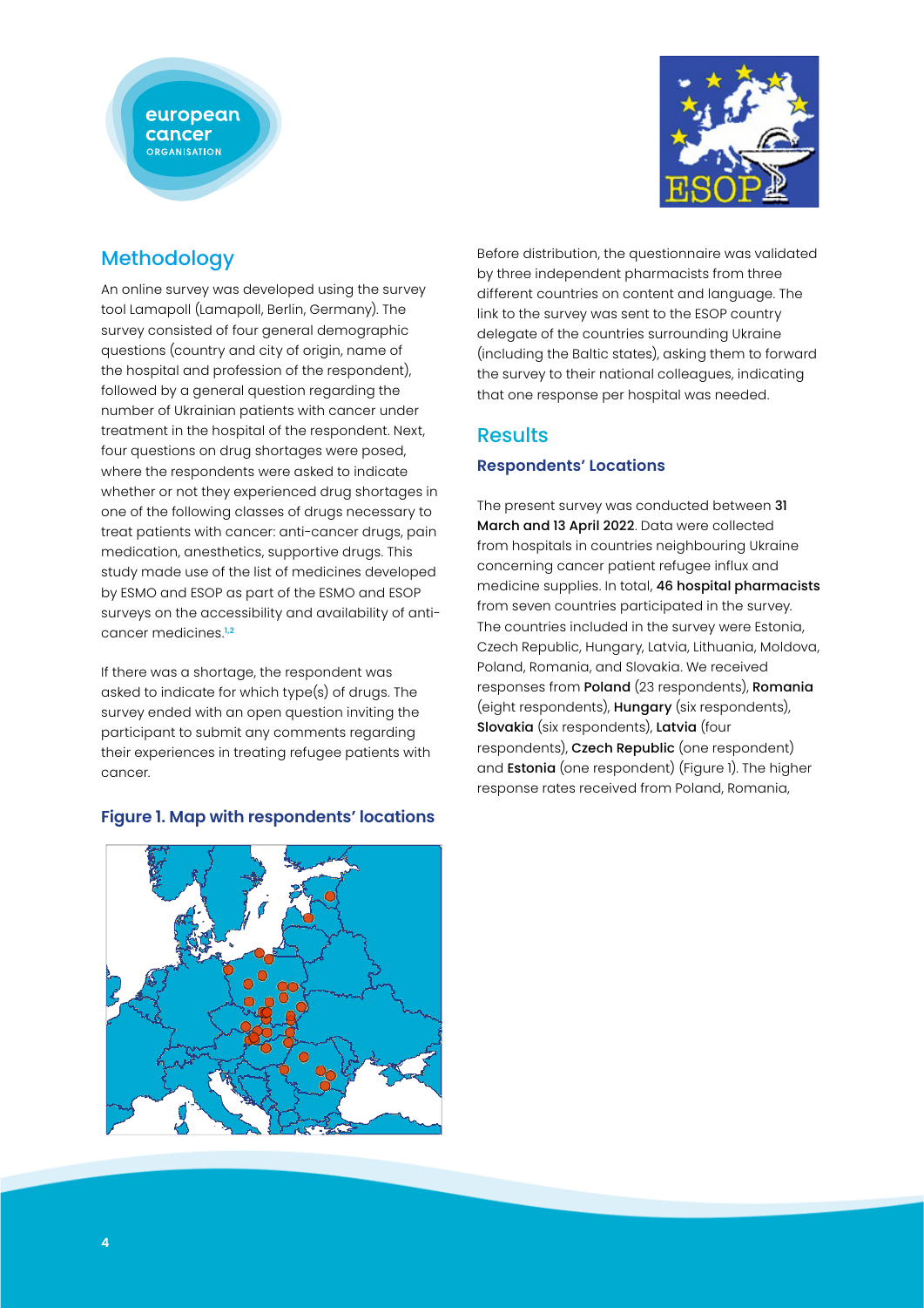## Methodology

An online survey was developed using the survey tool Lamapoll (Lamapoll, Berlin, Germany). The survey consisted of four general demographic questions (country and city of origin, name of the hospital and profession of the respondent), followed by a general question regarding the number of Ukrainian patients with cancer under treatment in the hospital of the respondent. Next, four questions on drug shortages were posed, where the respondents were asked to indicate whether or not they experienced drug shortages in one of the following classes of drugs necessary to treat patients with cancer: anti-cancer drugs, pain medication, anesthetics, supportive drugs. This study made use of the list of medicines developed by ESMO and ESOP as part of the ESMO and ESOP surveys on the accessibility and availability of anti-cancer medicines.[1,2]

If there was a shortage, the respondent was asked to indicate for which type(s) of drugs. The survey ended with an open question inviting the participant to submit any comments regarding their experiences in treating refugee patients with cancer.

**Figure 1. Map with respondents' locations**

Before distribution, the questionnaire was validated by three independent pharmacists from three different countries on content and language. The link to the survey was sent to the ESOP country delegate of the countries surrounding Ukraine (including the Baltic states), asking them to forward the survey to their national colleagues, indicating that one response per hospital was needed.

## Results

### Respondents' Locations

The present survey was conducted between **31 March and 13 April 2022**. Data were collected from hospitals in countries neighbouring Ukraine concerning cancer patient refugee influx and medicine supplies. In total, **46 hospital pharmacists** from seven countries participated in the survey. The countries included in the survey were Estonia, Czech Republic, Hungary, Latvia, Lithuania, Moldova, Poland, Romania, and Slovakia. We received responses from **Poland** (23 respondents), **Romania** (eight respondents), **Hungary** (six respondents), **Slovakia** (six respondents), **Latvia** (four respondents), **Czech Republic** (one respondent) and **Estonia** (one respondent) (Figure 1). The higher response rates received from Poland, Romania,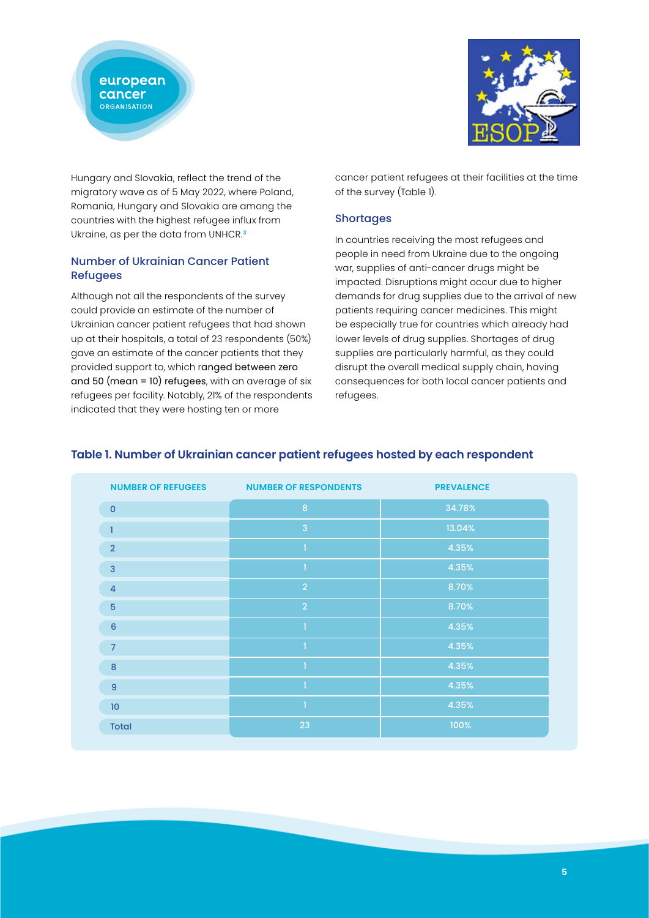Hungary and Slovakia, reflect the trend of the migratory wave as of 5 May 2022, where Poland, Romania, Hungary and Slovakia are among the countries with the highest refugee influx from Ukraine, as per the data from UNHCR.[3]

### Number of Ukrainian Cancer Patient Refugees

Although not all the respondents of the survey could provide an estimate of the number of Ukrainian cancer patient refugees that had shown up at their hospitals, a total of 23 respondents (50%) gave an estimate of the cancer patients that they provided support to, which ranged between zero and 50 (mean = 10) refugees, with an average of six refugees per facility. Notably, 21% of the respondents indicated that they were hosting ten or more cancer patient refugees at their facilities at the time of the survey (Table 1).

### Shortages

In countries receiving the most refugees and people in need from Ukraine due to the ongoing war, supplies of anti-cancer drugs might be impacted. Disruptions might occur due to higher demands for drug supplies due to the arrival of new patients requiring cancer medicines. This might be especially true for countries which already had lower levels of drug supplies. Shortages of drug supplies are particularly harmful, as they could disrupt the overall medical supply chain, having consequences for both local cancer patients and refugees.

**Table 1. Number of Ukrainian cancer patient refugees hosted by each respondent**

| NUMBER OF REFUGEES | NUMBER OF RESPONDENTS | PREVALENCE |
|---|---|---|
| 0 | 8 | 34.78% |
| 1 | 3 | 13.04% |
| 2 | 1 | 4.35% |
| 3 | 1 | 4.35% |
| 4 | 2 | 8.70% |
| 5 | 2 | 8.70% |
| 6 | 1 | 4.35% |
| 7 | 1 | 4.35% |
| 8 | 1 | 4.35% |
| 9 | 1 | 4.35% |
| 10 | 1 | 4.35% |
| Total | 23 | 100% |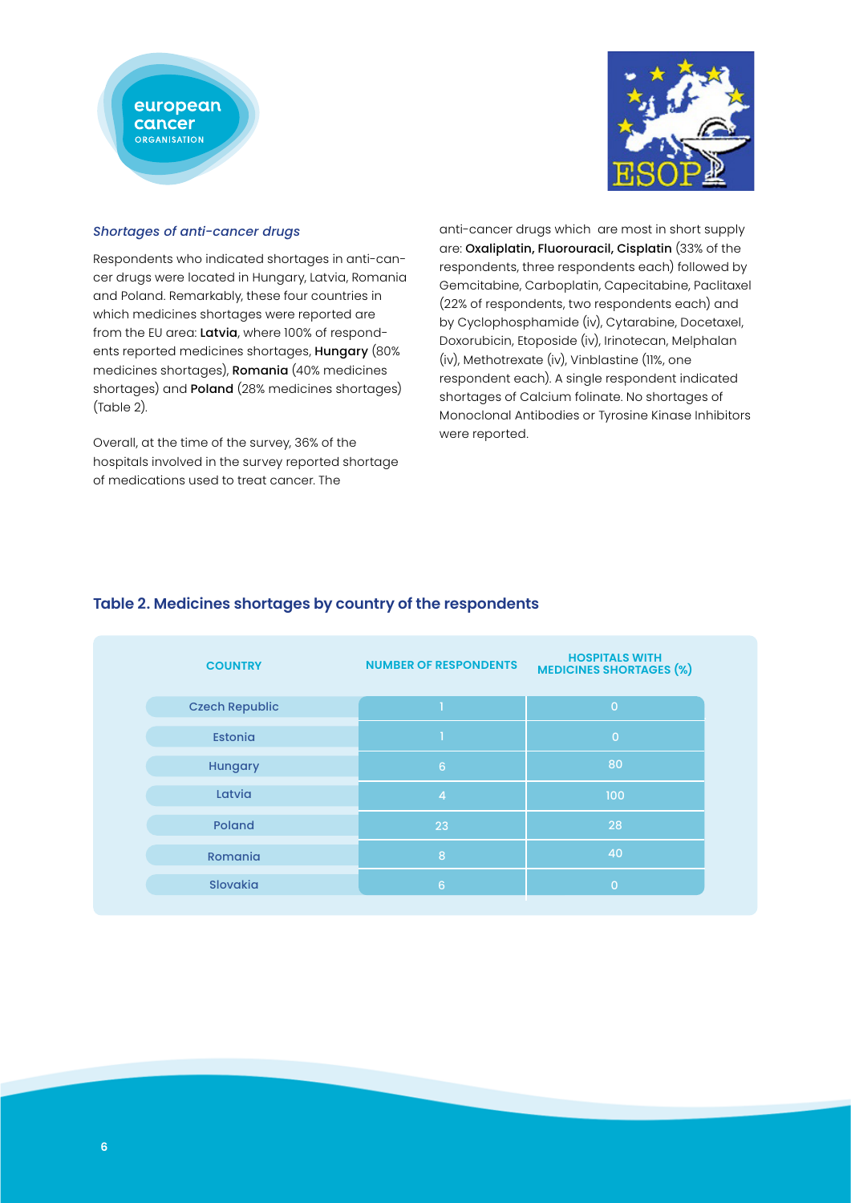*Shortages of anti-cancer drugs*

Respondents who indicated shortages in anti-cancer drugs were located in Hungary, Latvia, Romania and Poland. Remarkably, these four countries in which medicines shortages were reported are from the EU area: **Latvia**, where 100% of respondents reported medicines shortages, **Hungary** (80% medicines shortages), **Romania** (40% medicines shortages) and **Poland** (28% medicines shortages) (Table 2).

Overall, at the time of the survey, 36% of the hospitals involved in the survey reported shortage of medications used to treat cancer. The anti-cancer drugs which are most in short supply are: **Oxaliplatin, Fluorouracil, Cisplatin** (33% of the respondents, three respondents each) followed by Gemcitabine, Carboplatin, Capecitabine, Paclitaxel (22% of respondents, two respondents each) and by Cyclophosphamide (iv), Cytarabine, Docetaxel, Doxorubicin, Etoposide (iv), Irinotecan, Melphalan (iv), Methotrexate (iv), Vinblastine (11%, one respondent each). A single respondent indicated shortages of Calcium folinate. No shortages of Monoclonal Antibodies or Tyrosine Kinase Inhibitors were reported.

## Table 2. Medicines shortages by country of the respondents

| COUNTRY | NUMBER OF RESPONDENTS | HOSPITALS WITH MEDICINES SHORTAGES (%) |
|---|---|---|
| Czech Republic | 1 | 0 |
| Estonia | 1 | 0 |
| Hungary | 6 | 80 |
| Latvia | 4 | 100 |
| Poland | 23 | 28 |
| Romania | 8 | 40 |
| Slovakia | 6 | 0 |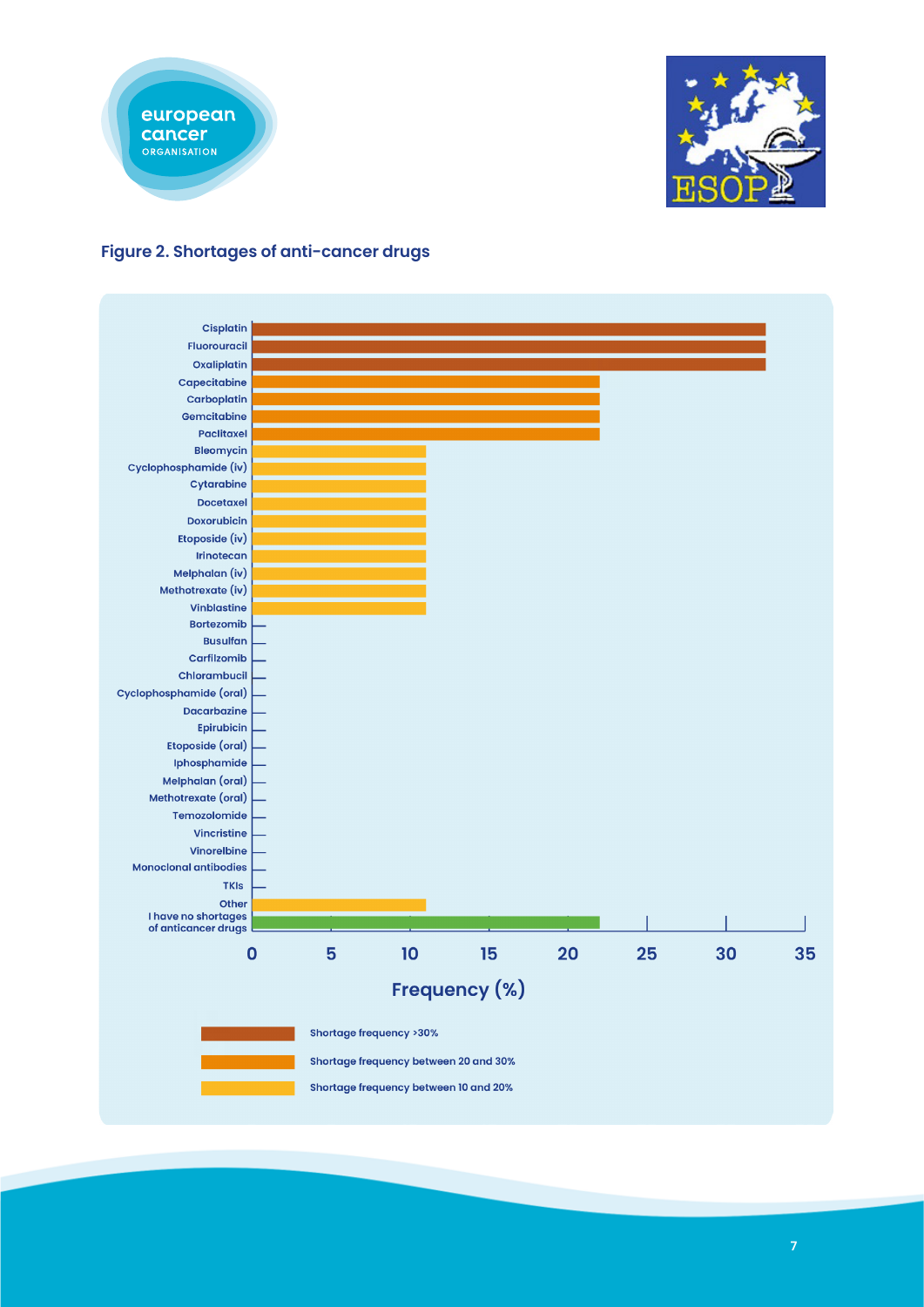**Figure 2. Shortages of anti-cancer drugs**

Cisplatin
Fluorouracil
Oxaliplatin
Capecitabine
Carboplatin
Gemcitabine
Paclitaxel
Bleomycin
Cyclophosphamide (iv)
Cytarabine
Docetaxel
Doxorubicin
Etoposide (iv)
Irinotecan
Melphalan (iv)
Methotrexate (iv)
Vinblastine
Bortezomib
Busulfan
Carfilzomib
Chlorambucil
Cyclophosphamide (oral)
Dacarbazine
Epirubicin
Etoposide (oral)
Iphosphamide
Melphalan (oral)
Methotrexate (oral)
Temozolomide
Vincristine
Vinorelbine
Monoclonal antibodies
TKIs
Other
I have no shortages of anticancer drugs

0 5 10 15 20 25 30 35

Frequency (%)

Shortage frequency >30%
Shortage frequency between 20 and 30%
Shortage frequency between 10 and 20%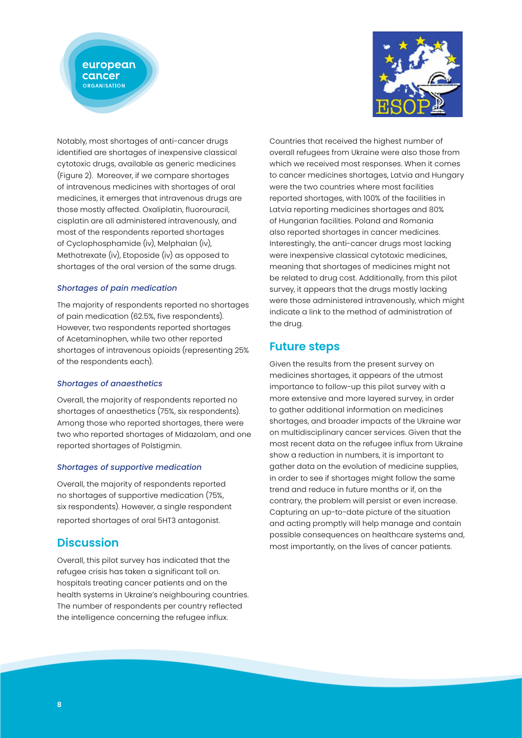Notably, most shortages of anti-cancer drugs identified are shortages of inexpensive classical cytotoxic drugs, available as generic medicines (Figure 2). Moreover, if we compare shortages of intravenous medicines with shortages of oral medicines, it emerges that intravenous drugs are those mostly affected. Oxaliplatin, fluorouracil, cisplatin are all administered intravenously, and most of the respondents reported shortages of Cyclophosphamide (iv), Melphalan (iv), Methotrexate (iv), Etoposide (iv) as opposed to shortages of the oral version of the same drugs.

### *Shortages of pain medication*

The majority of respondents reported no shortages of pain medication (62.5%, five respondents). However, two respondents reported shortages of Acetaminophen, while two other reported shortages of intravenous opioids (representing 25% of the respondents each).

### *Shortages of anaesthetics*

Overall, the majority of respondents reported no shortages of anaesthetics (75%, six respondents). Among those who reported shortages, there were two who reported shortages of Midazolam, and one reported shortages of Polstigmin.

### *Shortages of supportive medication*

Overall, the majority of respondents reported no shortages of supportive medication (75%, six respondents). However, a single respondent reported shortages of oral 5HT3 antagonist.

## Discussion

Overall, this pilot survey has indicated that the refugee crisis has taken a significant toll on. hospitals treating cancer patients and on the health systems in Ukraine's neighbouring countries. The number of respondents per country reflected the intelligence concerning the refugee influx.

Countries that received the highest number of overall refugees from Ukraine were also those from which we received most responses. When it comes to cancer medicines shortages, Latvia and Hungary were the two countries where most facilities reported shortages, with 100% of the facilities in Latvia reporting medicines shortages and 80% of Hungarian facilities. Poland and Romania also reported shortages in cancer medicines. Interestingly, the anti-cancer drugs most lacking were inexpensive classical cytotoxic medicines, meaning that shortages of medicines might not be related to drug cost. Additionally, from this pilot survey, it appears that the drugs mostly lacking were those administered intravenously, which might indicate a link to the method of administration of the drug.

## Future steps

Given the results from the present survey on medicines shortages, it appears of the utmost importance to follow-up this pilot survey with a more extensive and more layered survey, in order to gather additional information on medicines shortages, and broader impacts of the Ukraine war on multidisciplinary cancer services. Given that the most recent data on the refugee influx from Ukraine show a reduction in numbers, it is important to gather data on the evolution of medicine supplies, in order to see if shortages might follow the same trend and reduce in future months or if, on the contrary, the problem will persist or even increase. Capturing an up-to-date picture of the situation and acting promptly will help manage and contain possible consequences on healthcare systems and, most importantly, on the lives of cancer patients.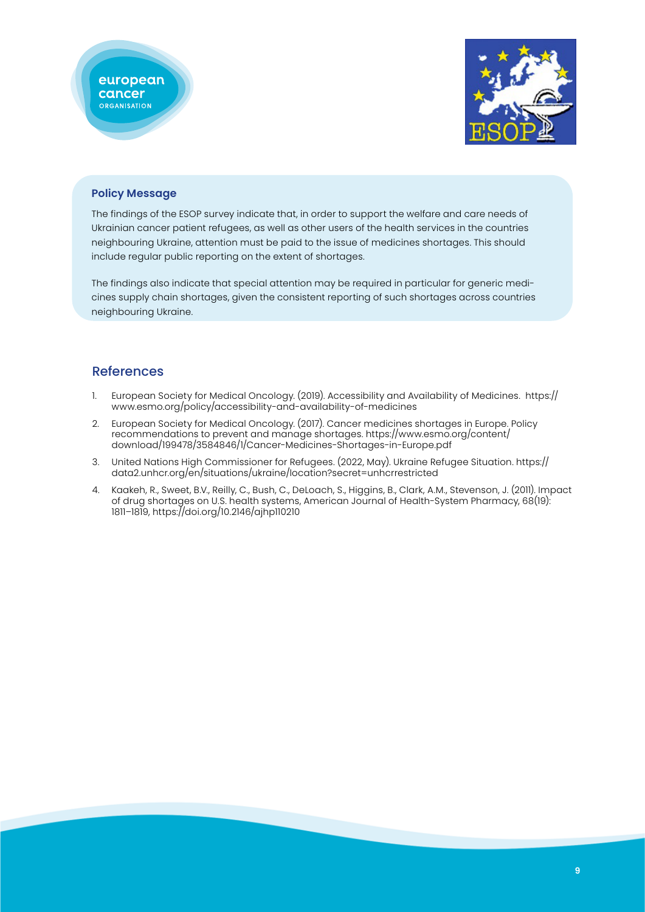## Policy Message

The findings of the ESOP survey indicate that, in order to support the welfare and care needs of Ukrainian cancer patient refugees, as well as other users of the health services in the countries neighbouring Ukraine, attention must be paid to the issue of medicines shortages. This should include regular public reporting on the extent of shortages.

The findings also indicate that special attention may be required in particular for generic medicines supply chain shortages, given the consistent reporting of such shortages across countries neighbouring Ukraine.

## References

1. European Society for Medical Oncology. (2019). Accessibility and Availability of Medicines. https://www.esmo.org/policy/accessibility-and-availability-of-medicines
2. European Society for Medical Oncology. (2017). Cancer medicines shortages in Europe. Policy recommendations to prevent and manage shortages. https://www.esmo.org/content/download/199478/3584846/1/Cancer-Medicines-Shortages-in-Europe.pdf
3. United Nations High Commissioner for Refugees. (2022, May). Ukraine Refugee Situation. https://data2.unhcr.org/en/situations/ukraine/location?secret=unhcrrestricted
4. Kaakeh, R., Sweet, B.V., Reilly, C., Bush, C., DeLoach, S., Higgins, B., Clark, A.M., Stevenson, J. (2011). Impact of drug shortages on U.S. health systems, American Journal of Health-System Pharmacy, 68(19): 1811–1819, https://doi.org/10.2146/ajhp110210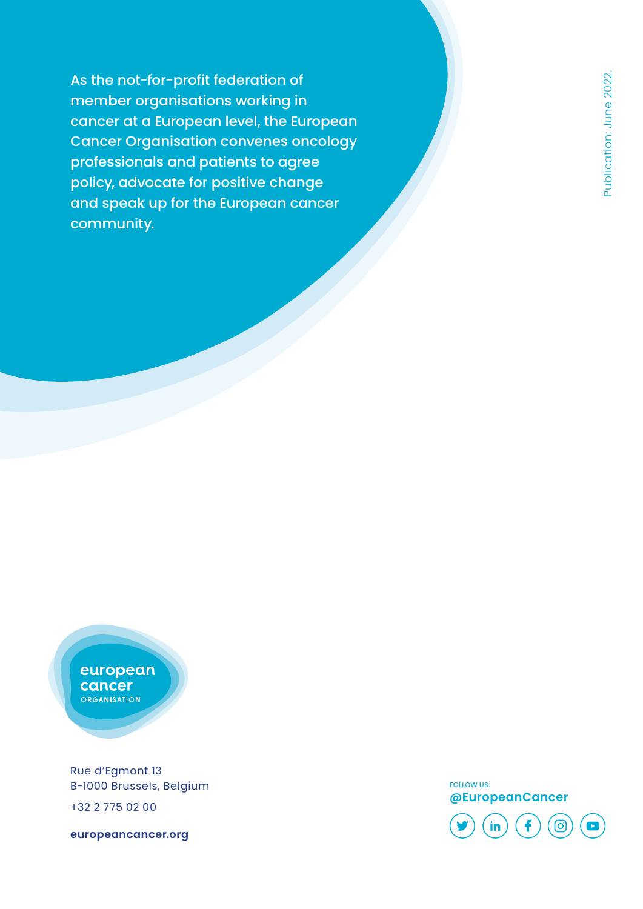As the not-for-profit federation of member organisations working in cancer at a European level, the European Cancer Organisation convenes oncology professionals and patients to agree policy, advocate for positive change and speak up for the European cancer community.

Publication: June 2022.

european cancer ORGANISATION

Rue d'Egmont 13
B-1000 Brussels, Belgium

+32 2 775 02 00

**europeancancer.org**

FOLLOW US:
**@EuropeanCancer**